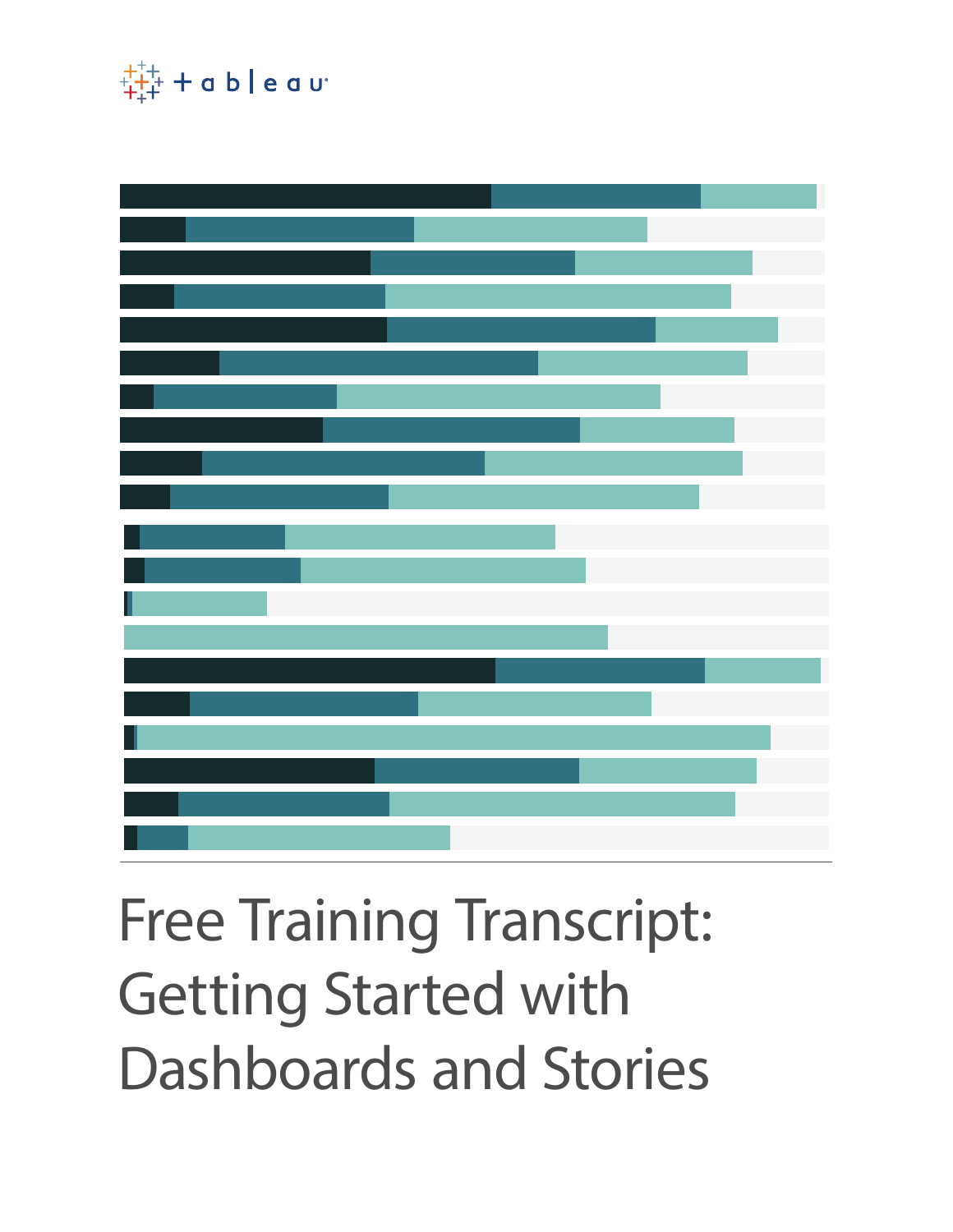tableau

# Free Training Transcript: Getting Started with Dashboards and Stories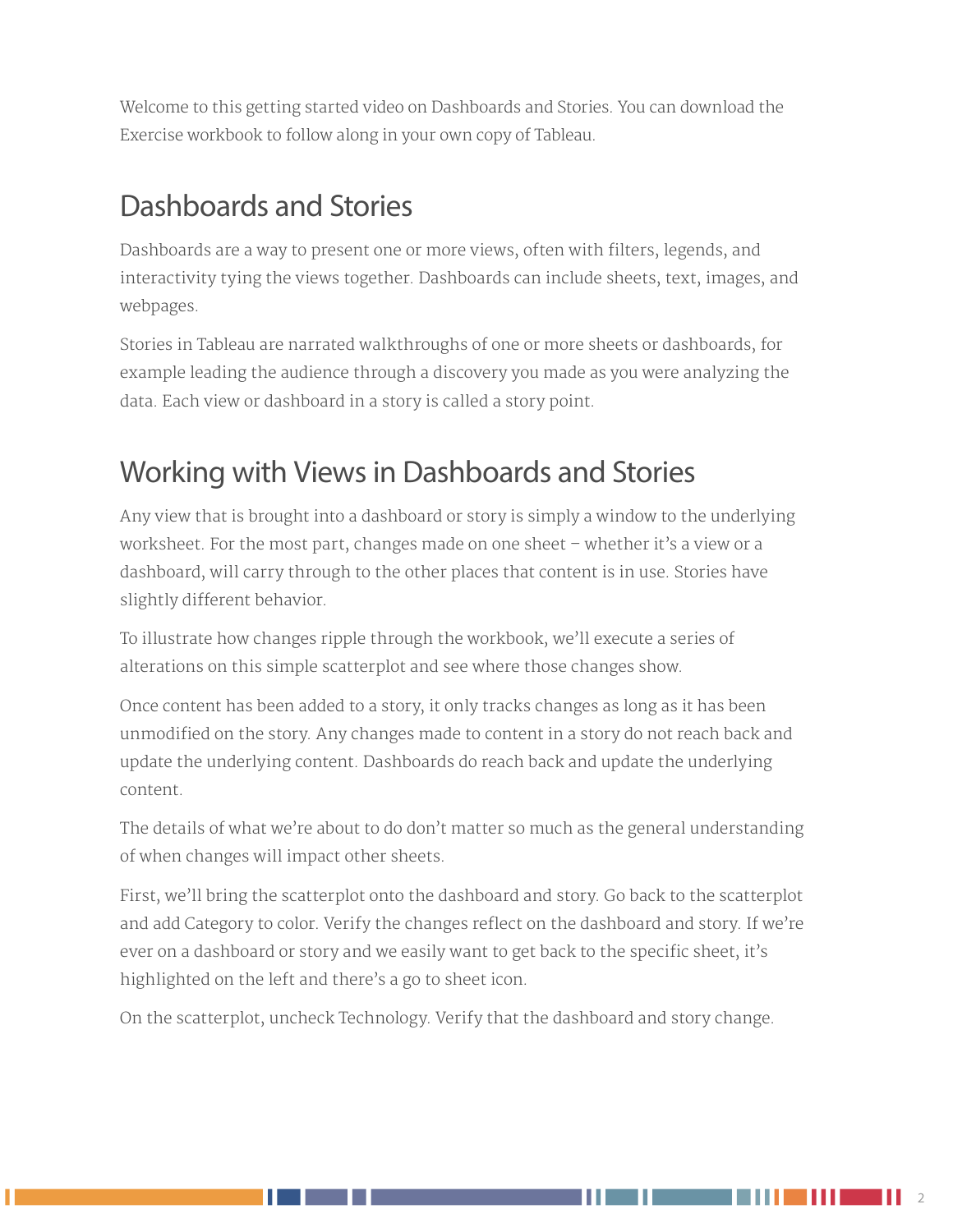Welcome to this getting started video on Dashboards and Stories. You can download the Exercise workbook to follow along in your own copy of Tableau.

## Dashboards and Stories

Dashboards are a way to present one or more views, often with filters, legends, and interactivity tying the views together. Dashboards can include sheets, text, images, and webpages.

Stories in Tableau are narrated walkthroughs of one or more sheets or dashboards, for example leading the audience through a discovery you made as you were analyzing the data. Each view or dashboard in a story is called a story point.

## Working with Views in Dashboards and Stories

Any view that is brought into a dashboard or story is simply a window to the underlying worksheet. For the most part, changes made on one sheet – whether it's a view or a dashboard, will carry through to the other places that content is in use. Stories have slightly different behavior.

To illustrate how changes ripple through the workbook, we'll execute a series of alterations on this simple scatterplot and see where those changes show.

Once content has been added to a story, it only tracks changes as long as it has been unmodified on the story. Any changes made to content in a story do not reach back and update the underlying content. Dashboards do reach back and update the underlying content.

The details of what we're about to do don't matter so much as the general understanding of when changes will impact other sheets.

First, we'll bring the scatterplot onto the dashboard and story. Go back to the scatterplot and add Category to color. Verify the changes reflect on the dashboard and story. If we're ever on a dashboard or story and we easily want to get back to the specific sheet, it's highlighted on the left and there's a go to sheet icon.

On the scatterplot, uncheck Technology. Verify that the dashboard and story change.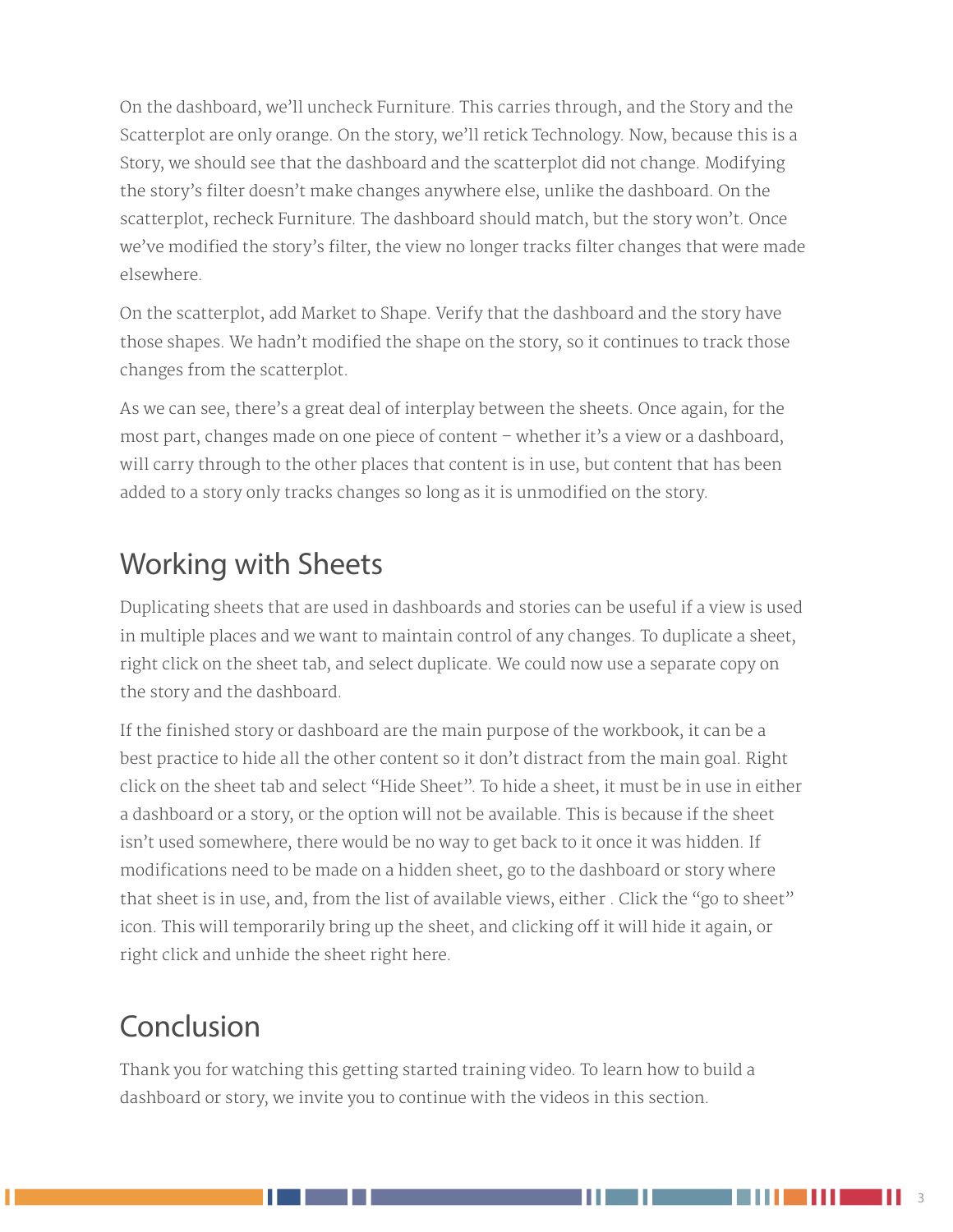On the dashboard, we'll uncheck Furniture. This carries through, and the Story and the Scatterplot are only orange. On the story, we'll retick Technology. Now, because this is a Story, we should see that the dashboard and the scatterplot did not change. Modifying the story's filter doesn't make changes anywhere else, unlike the dashboard. On the scatterplot, recheck Furniture. The dashboard should match, but the story won't. Once we've modified the story's filter, the view no longer tracks filter changes that were made elsewhere.

On the scatterplot, add Market to Shape. Verify that the dashboard and the story have those shapes. We hadn't modified the shape on the story, so it continues to track those changes from the scatterplot.

As we can see, there's a great deal of interplay between the sheets. Once again, for the most part, changes made on one piece of content – whether it's a view or a dashboard, will carry through to the other places that content is in use, but content that has been added to a story only tracks changes so long as it is unmodified on the story.

## Working with Sheets

Duplicating sheets that are used in dashboards and stories can be useful if a view is used in multiple places and we want to maintain control of any changes. To duplicate a sheet, right click on the sheet tab, and select duplicate. We could now use a separate copy on the story and the dashboard.

If the finished story or dashboard are the main purpose of the workbook, it can be a best practice to hide all the other content so it don't distract from the main goal. Right click on the sheet tab and select "Hide Sheet". To hide a sheet, it must be in use in either a dashboard or a story, or the option will not be available. This is because if the sheet isn't used somewhere, there would be no way to get back to it once it was hidden. If modifications need to be made on a hidden sheet, go to the dashboard or story where that sheet is in use, and, from the list of available views, either . Click the "go to sheet" icon. This will temporarily bring up the sheet, and clicking off it will hide it again, or right click and unhide the sheet right here.

## Conclusion

Thank you for watching this getting started training video. To learn how to build a dashboard or story, we invite you to continue with the videos in this section.